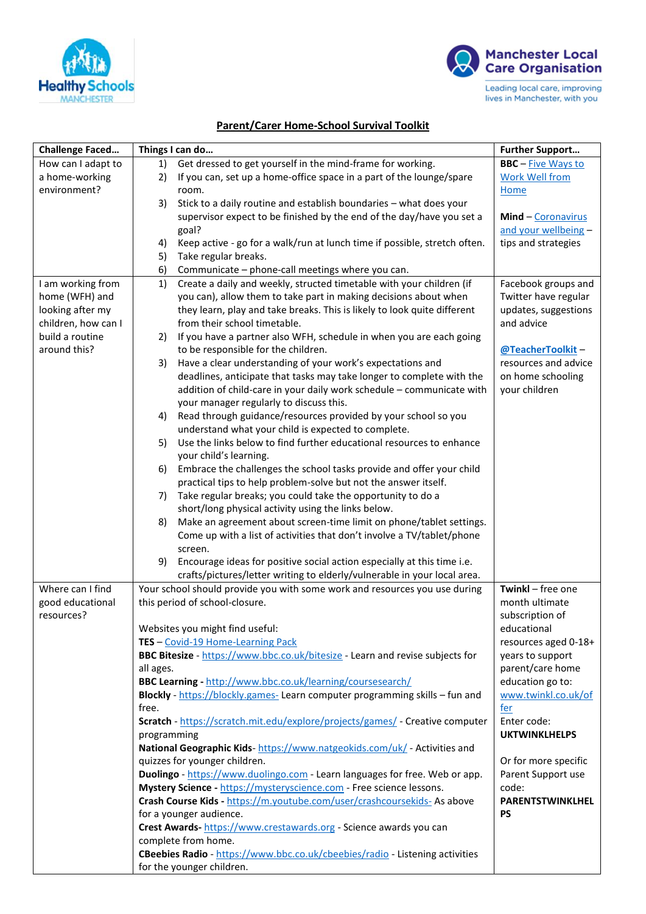Healthy Schools MANCHESTER

Manchester Local Care Organisation

Leading local care, improving lives in Manchester, with you

## Parent/Carer Home-School Survival Toolkit

| Challenge Faced… | Things I can do… | Further Support… |
|---|---|---|
| How can I adapt to a home-working environment? | 1) Get dressed to get yourself in the mind-frame for working.<br>2) If you can, set up a home-office space in a part of the lounge/spare room.<br>3) Stick to a daily routine and establish boundaries – what does your supervisor expect to be finished by the end of the day/have you set a goal?<br>4) Keep active - go for a walk/run at lunch time if possible, stretch often.<br>5) Take regular breaks.<br>6) Communicate – phone-call meetings where you can. | **BBC** – Five Ways to Work Well from Home<br><br>**Mind** – Coronavirus and your wellbeing – tips and strategies |
| I am working from home (WFH) and looking after my children, how can I build a routine around this? | 1) Create a daily and weekly, structed timetable with your children (if you can), allow them to take part in making decisions about when they learn, play and take breaks. This is likely to look quite different from their school timetable.<br>2) If you have a partner also WFH, schedule in when you are each going to be responsible for the children.<br>3) Have a clear understanding of your work's expectations and deadlines, anticipate that tasks may take longer to complete with the addition of child-care in your daily work schedule – communicate with your manager regularly to discuss this.<br>4) Read through guidance/resources provided by your school so you understand what your child is expected to complete.<br>5) Use the links below to find further educational resources to enhance your child's learning.<br>6) Embrace the challenges the school tasks provide and offer your child practical tips to help problem-solve but not the answer itself.<br>7) Take regular breaks; you could take the opportunity to do a short/long physical activity using the links below.<br>8) Make an agreement about screen-time limit on phone/tablet settings. Come up with a list of activities that don't involve a TV/tablet/phone screen.<br>9) Encourage ideas for positive social action especially at this time i.e. crafts/pictures/letter writing to elderly/vulnerable in your local area. | Facebook groups and Twitter have regular updates, suggestions and advice<br><br>**@TeacherToolkit** – resources and advice on home schooling your children |
| Where can I find good educational resources? | Your school should provide you with some work and resources you use during this period of school-closure.<br><br>Websites you might find useful:<br>**TES** – Covid-19 Home-Learning Pack<br>**BBC Bitesize** - https://www.bbc.co.uk/bitesize - Learn and revise subjects for all ages.<br>**BBC Learning -** http://www.bbc.co.uk/learning/coursesearch/<br>**Blockly** - https://blockly.games- Learn computer programming skills – fun and free.<br>**Scratch** - https://scratch.mit.edu/explore/projects/games/ - Creative computer programming<br>**National Geographic Kids**- https://www.natgeokids.com/uk/ - Activities and quizzes for younger children.<br>**Duolingo** - https://www.duolingo.com - Learn languages for free. Web or app.<br>**Mystery Science -** https://mysteryscience.com - Free science lessons.<br>**Crash Course Kids -** https://m.youtube.com/user/crashcoursekids- As above for a younger audience.<br>**Crest Awards-** https://www.crestawards.org - Science awards you can complete from home.<br>**CBeebies Radio** - https://www.bbc.co.uk/cbeebies/radio - Listening activities for the younger children. | **Twinkl** – free one month ultimate subscription of educational resources aged 0-18+ years to support parent/care home education go to: www.twinkl.co.uk/offer<br>Enter code: **UKTWINKLHELPS**<br><br>Or for more specific Parent Support use code: **PARENTSTWINKLHELPS** |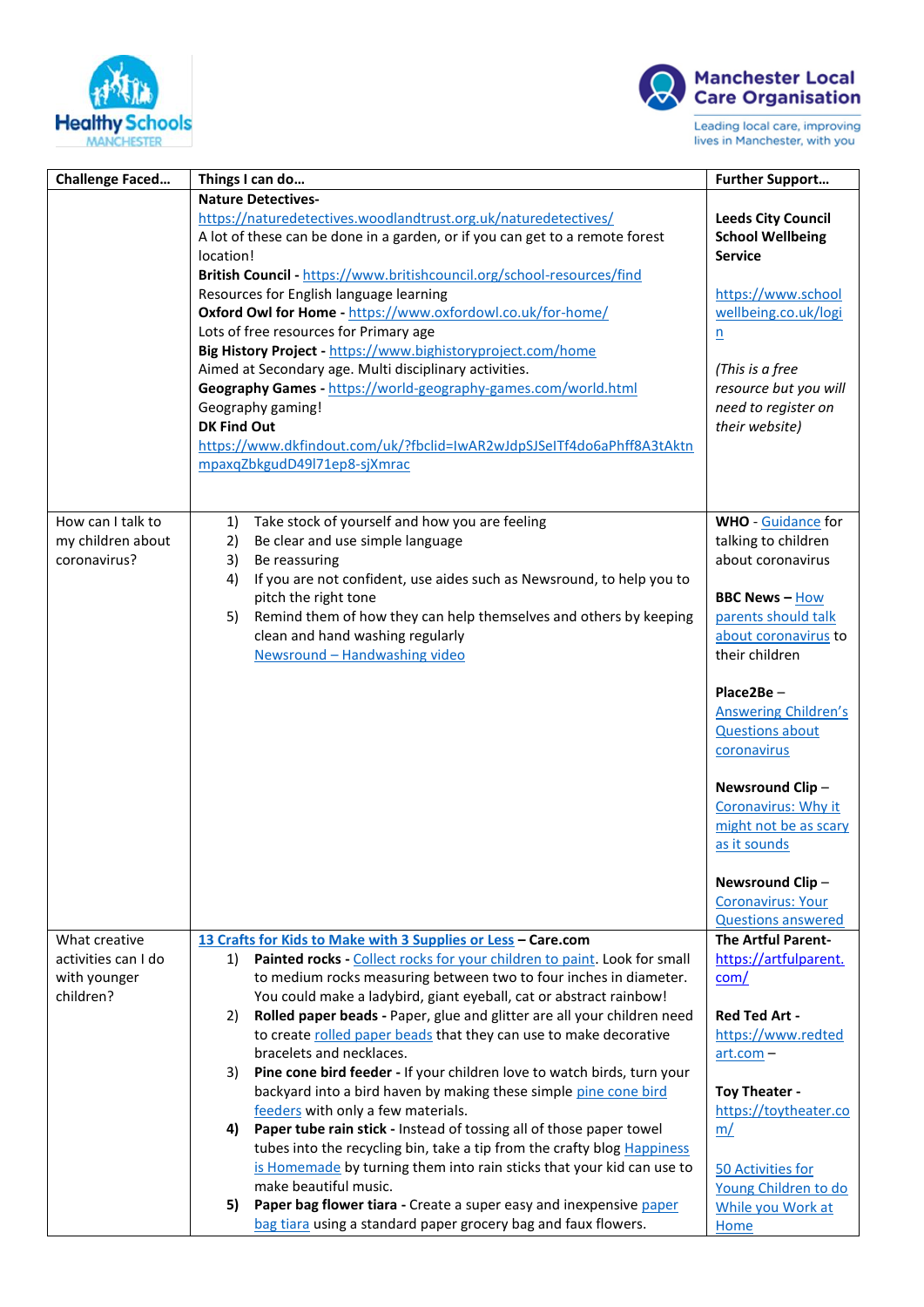| Challenge Faced… | Things I can do… | Further Support… |
|---|---|---|
| | **Nature Detectives-** https://naturedetectives.woodlandtrust.org.uk/naturedetectives/ A lot of these can be done in a garden, or if you can get to a remote forest location! **British Council -** https://www.britishcouncil.org/school-resources/find Resources for English language learning **Oxford Owl for Home -** https://www.oxfordowl.co.uk/for-home/ Lots of free resources for Primary age **Big History Project -** https://www.bighistoryproject.com/home Aimed at Secondary age. Multi disciplinary activities. **Geography Games -** https://world-geography-games.com/world.html Geography gaming! **DK Find Out** https://www.dkfindout.com/uk/?fbclid=IwAR2wJdpSJSeITf4do6aPhff8A3tAktnmpaxqZbkgudD49l71ep8-sjXmrac | **Leeds City Council School Wellbeing Service** https://www.schoolwellbeing.co.uk/login *(This is a free resource but you will need to register on their website)* |
| How can I talk to my children about coronavirus? | 1) Take stock of yourself and how you are feeling 2) Be clear and use simple language 3) Be reassuring 4) If you are not confident, use aides such as Newsround, to help you to pitch the right tone 5) Remind them of how they can help themselves and others by keeping clean and hand washing regularly Newsround – Handwashing video | **WHO** - Guidance for talking to children about coronavirus **BBC News –** How parents should talk about coronavirus to their children **Place2Be** – Answering Children's Questions about coronavirus **Newsround Clip** – Coronavirus: Why it might not be as scary as it sounds **Newsround Clip** – Coronavirus: Your Questions answered |
| What creative activities can I do with younger children? | 13 Crafts for Kids to Make with 3 Supplies or Less **– Care.com** 1) **Painted rocks -** Collect rocks for your children to paint. Look for small to medium rocks measuring between two to four inches in diameter. You could make a ladybird, giant eyeball, cat or abstract rainbow! 2) **Rolled paper beads -** Paper, glue and glitter are all your children need to create rolled paper beads that they can use to make decorative bracelets and necklaces. 3) **Pine cone bird feeder -** If your children love to watch birds, turn your backyard into a bird haven by making these simple pine cone bird feeders with only a few materials. **4) Paper tube rain stick -** Instead of tossing all of those paper towel tubes into the recycling bin, take a tip from the crafty blog Happiness is Homemade by turning them into rain sticks that your kid can use to make beautiful music. **5) Paper bag flower tiara -** Create a super easy and inexpensive paper bag tiara using a standard paper grocery bag and faux flowers. | **The Artful Parent-** https://artfulparent.com/ **Red Ted Art -** https://www.redtedart.com – **Toy Theater -** https://toytheater.com/ 50 Activities for Young Children to do While you Work at Home |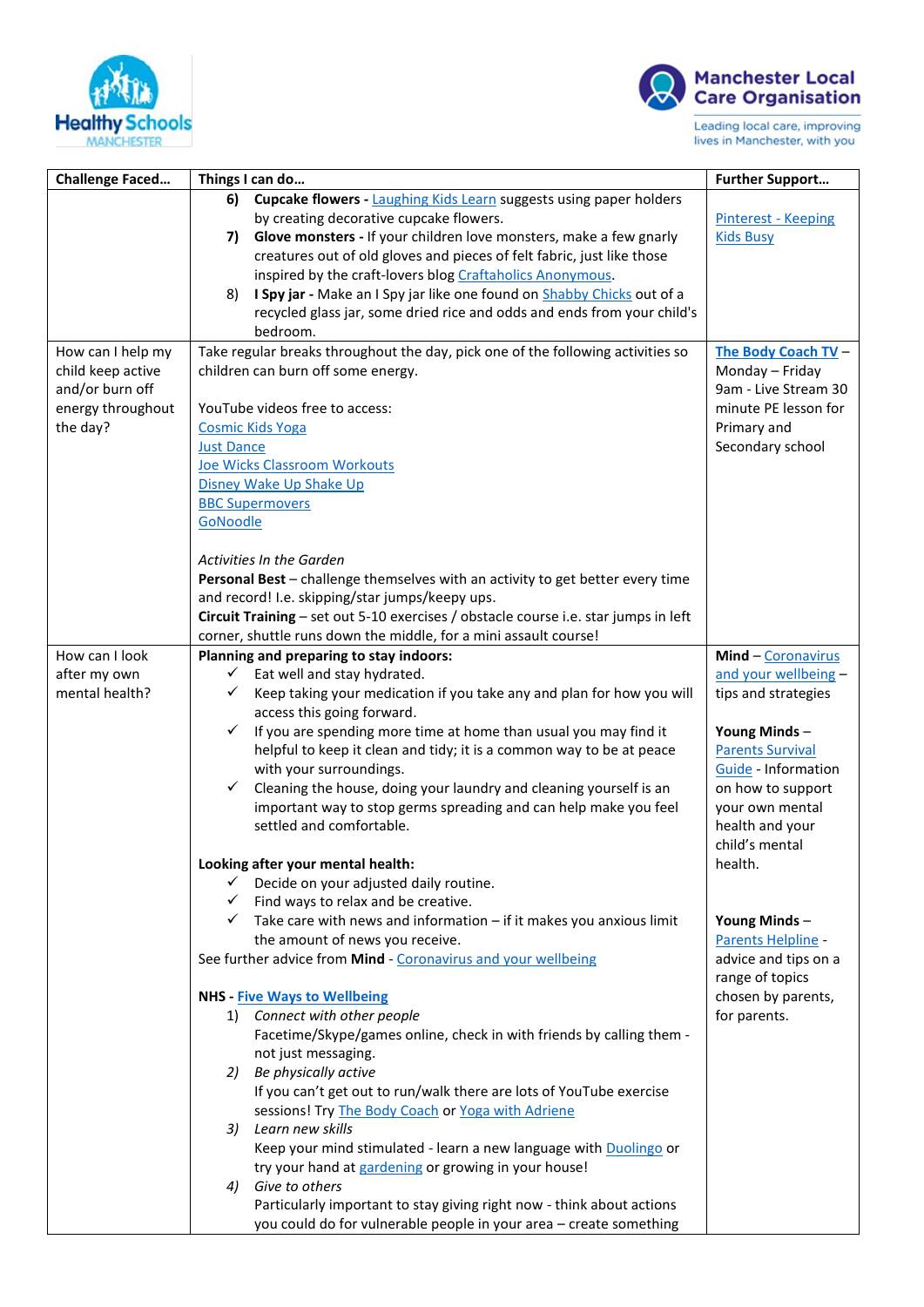| Challenge Faced… | Things I can do… | Further Support… |
| --- | --- | --- |
| | 6) **Cupcake flowers -** Laughing Kids Learn suggests using paper holders by creating decorative cupcake flowers.<br>7) **Glove monsters -** If your children love monsters, make a few gnarly creatures out of old gloves and pieces of felt fabric, just like those inspired by the craft-lovers blog Craftaholics Anonymous.<br>8) **I Spy jar -** Make an I Spy jar like one found on Shabby Chicks out of a recycled glass jar, some dried rice and odds and ends from your child's bedroom. | Pinterest - Keeping Kids Busy |
| How can I help my child keep active and/or burn off energy throughout the day? | Take regular breaks throughout the day, pick one of the following activities so children can burn off some energy.<br><br>YouTube videos free to access:<br>Cosmic Kids Yoga<br>Just Dance<br>Joe Wicks Classroom Workouts<br>Disney Wake Up Shake Up<br>BBC Supermovers<br>GoNoodle<br><br>*Activities In the Garden*<br>**Personal Best** – challenge themselves with an activity to get better every time and record! I.e. skipping/star jumps/keepy ups.<br>**Circuit Training** – set out 5-10 exercises / obstacle course i.e. star jumps in left corner, shuttle runs down the middle, for a mini assault course! | **The Body Coach TV** – Monday – Friday 9am - Live Stream 30 minute PE lesson for Primary and Secondary school |
| How can I look after my own mental health? | **Planning and preparing to stay indoors:**<br>✓ Eat well and stay hydrated.<br>✓ Keep taking your medication if you take any and plan for how you will access this going forward.<br>✓ If you are spending more time at home than usual you may find it helpful to keep it clean and tidy; it is a common way to be at peace with your surroundings.<br>✓ Cleaning the house, doing your laundry and cleaning yourself is an important way to stop germs spreading and can help make you feel settled and comfortable.<br><br>**Looking after your mental health:**<br>✓ Decide on your adjusted daily routine.<br>✓ Find ways to relax and be creative.<br>✓ Take care with news and information – if it makes you anxious limit the amount of news you receive.<br>See further advice from **Mind** - Coronavirus and your wellbeing<br><br>**NHS - Five Ways to Wellbeing**<br>1) *Connect with other people*<br>Facetime/Skype/games online, check in with friends by calling them - not just messaging.<br>2) *Be physically active*<br>If you can't get out to run/walk there are lots of YouTube exercise sessions! Try The Body Coach or Yoga with Adriene<br>3) *Learn new skills*<br>Keep your mind stimulated - learn a new language with Duolingo or try your hand at gardening or growing in your house!<br>4) *Give to others*<br>Particularly important to stay giving right now - think about actions you could do for vulnerable people in your area – create something | **Mind** – Coronavirus and your wellbeing – tips and strategies<br><br>**Young Minds** – Parents Survival Guide - Information on how to support your own mental health and your child's mental health.<br><br>**Young Minds** – Parents Helpline - advice and tips on a range of topics chosen by parents, for parents. |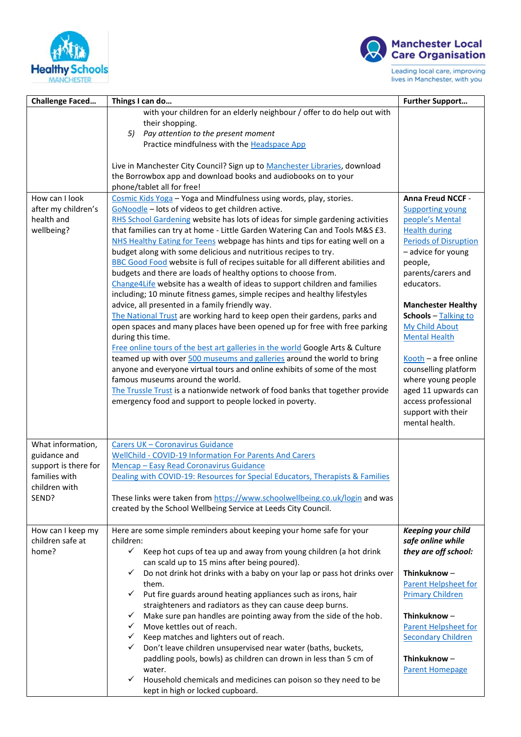| Challenge Faced… | Things I can do… | Further Support… |
|---|---|---|
| | with your children for an elderly neighbour / offer to do help out with their shopping.<br>5) *Pay attention to the present moment*<br>Practice mindfulness with the Headspace App<br><br>Live in Manchester City Council? Sign up to Manchester Libraries, download the Borrowbox app and download books and audiobooks on to your phone/tablet all for free! | |
| How can I look after my children's health and wellbeing? | Cosmic Kids Yoga – Yoga and Mindfulness using words, play, stories.<br>GoNoodle – lots of videos to get children active.<br>RHS School Gardening website has lots of ideas for simple gardening activities that families can try at home - Little Garden Watering Can and Tools M&S £3.<br>NHS Healthy Eating for Teens webpage has hints and tips for eating well on a budget along with some delicious and nutritious recipes to try.<br>BBC Good Food website is full of recipes suitable for all different abilities and budgets and there are loads of healthy options to choose from.<br>Change4Life website has a wealth of ideas to support children and families including; 10 minute fitness games, simple recipes and healthy lifestyles advice, all presented in a family friendly way.<br>The National Trust are working hard to keep open their gardens, parks and open spaces and many places have been opened up for free with free parking during this time.<br>Free online tours of the best art galleries in the world Google Arts & Culture teamed up with over 500 museums and galleries around the world to bring anyone and everyone virtual tours and online exhibits of some of the most famous museums around the world.<br>The Trussle Trust is a nationwide network of food banks that together provide emergency food and support to people locked in poverty. | **Anna Freud NCCF** - Supporting young people's Mental Health during Periods of Disruption – advice for young people, parents/carers and educators.<br><br>**Manchester Healthy Schools** – Talking to My Child About Mental Health<br><br>Kooth – a free online counselling platform where young people aged 11 upwards can access professional support with their mental health. |
| What information, guidance and support is there for families with children with SEND? | Carers UK – Coronavirus Guidance<br>WellChild - COVID-19 Information For Parents And Carers<br>Mencap – Easy Read Coronavirus Guidance<br>Dealing with COVID-19: Resources for Special Educators, Therapists & Families<br><br>These links were taken from https://www.schoolwellbeing.co.uk/login and was created by the School Wellbeing Service at Leeds City Council. | |
| How can I keep my children safe at home? | Here are some simple reminders about keeping your home safe for your children:<br>✓ Keep hot cups of tea up and away from young children (a hot drink can scald up to 15 mins after being poured).<br>✓ Do not drink hot drinks with a baby on your lap or pass hot drinks over them.<br>✓ Put fire guards around heating appliances such as irons, hair straighteners and radiators as they can cause deep burns.<br>✓ Make sure pan handles are pointing away from the side of the hob.<br>✓ Move kettles out of reach.<br>✓ Keep matches and lighters out of reach.<br>✓ Don't leave children unsupervised near water (baths, buckets, paddling pools, bowls) as children can drown in less than 5 cm of water.<br>✓ Household chemicals and medicines can poison so they need to be kept in high or locked cupboard. | ***Keeping your child safe online while they are off school:***<br><br>**Thinkuknow** – Parent Helpsheet for Primary Children<br><br>**Thinkuknow** – Parent Helpsheet for Secondary Children<br><br>**Thinkuknow** – Parent Homepage |